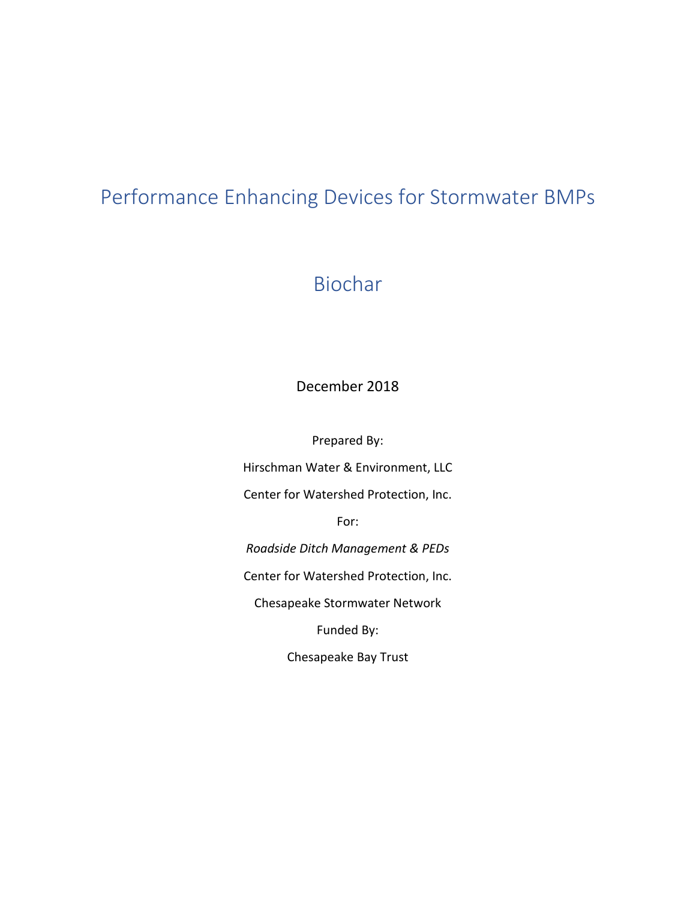# Performance Enhancing Devices for Stormwater BMPs

# Biochar

December 2018

Prepared By:

Hirschman Water & Environment, LLC

Center for Watershed Protection, Inc.

For:

*Roadside Ditch Management & PEDs*

Center for Watershed Protection, Inc.

Chesapeake Stormwater Network

Funded By:

Chesapeake Bay Trust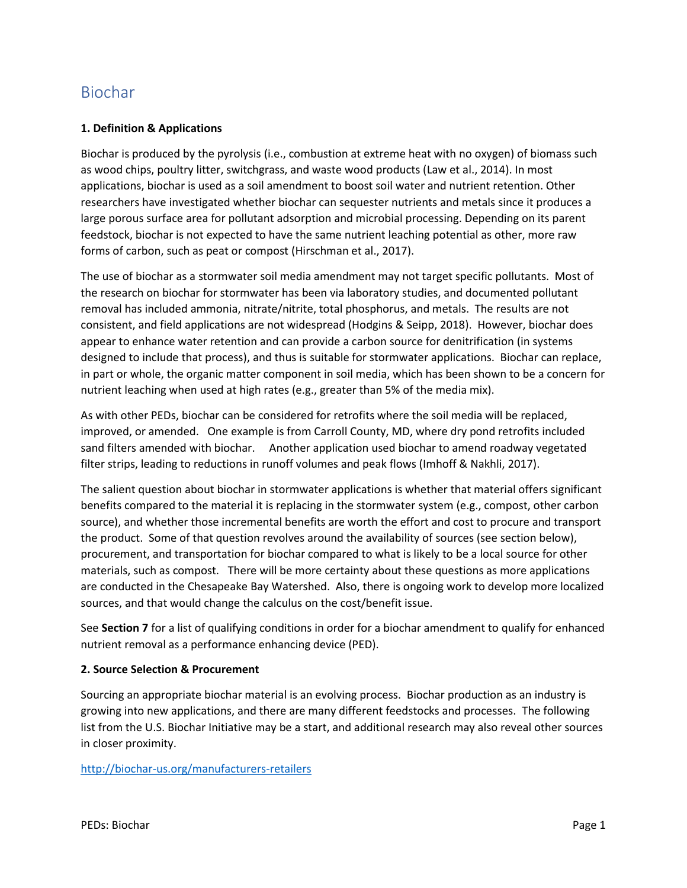# Biochar

**1. Definition & Applications**

Biochar is produced by the pyrolysis (i.e., combustion at extreme heat with no oxygen) of biomass such as wood chips, poultry litter, switchgrass, and waste wood products (Law et al., 2014). In most applications, biochar is used as a soil amendment to boost soil water and nutrient retention. Other researchers have investigated whether biochar can sequester nutrients and metals since it produces a large porous surface area for pollutant adsorption and microbial processing. Depending on its parent feedstock, biochar is not expected to have the same nutrient leaching potential as other, more raw forms of carbon, such as peat or compost (Hirschman et al., 2017).

The use of biochar as a stormwater soil media amendment may not target specific pollutants. Most of the research on biochar for stormwater has been via laboratory studies, and documented pollutant removal has included ammonia, nitrate/nitrite, total phosphorus, and metals. The results are not consistent, and field applications are not widespread (Hodgins & Seipp, 2018). However, biochar does appear to enhance water retention and can provide a carbon source for denitrification (in systems designed to include that process), and thus is suitable for stormwater applications. Biochar can replace, in part or whole, the organic matter component in soil media, which has been shown to be a concern for nutrient leaching when used at high rates (e.g., greater than 5% of the media mix).

As with other PEDs, biochar can be considered for retrofits where the soil media will be replaced, improved, or amended. One example is from Carroll County, MD, where dry pond retrofits included sand filters amended with biochar. Another application used biochar to amend roadway vegetated filter strips, leading to reductions in runoff volumes and peak flows (Imhoff & Nakhli, 2017).

The salient question about biochar in stormwater applications is whether that material offers significant benefits compared to the material it is replacing in the stormwater system (e.g., compost, other carbon source), and whether those incremental benefits are worth the effort and cost to procure and transport the product. Some of that question revolves around the availability of sources (see section below), procurement, and transportation for biochar compared to what is likely to be a local source for other materials, such as compost. There will be more certainty about these questions as more applications are conducted in the Chesapeake Bay Watershed. Also, there is ongoing work to develop more localized sources, and that would change the calculus on the cost/benefit issue.

See **Section 7** for a list of qualifying conditions in order for a biochar amendment to qualify for enhanced nutrient removal as a performance enhancing device (PED).

**2. Source Selection & Procurement**

Sourcing an appropriate biochar material is an evolving process. Biochar production as an industry is growing into new applications, and there are many different feedstocks and processes. The following list from the U.S. Biochar Initiative may be a start, and additional research may also reveal other sources in closer proximity.

[http://biochar-us.org/manufacturers-retailers](http://biochar-us.org/manufacturers-retailers)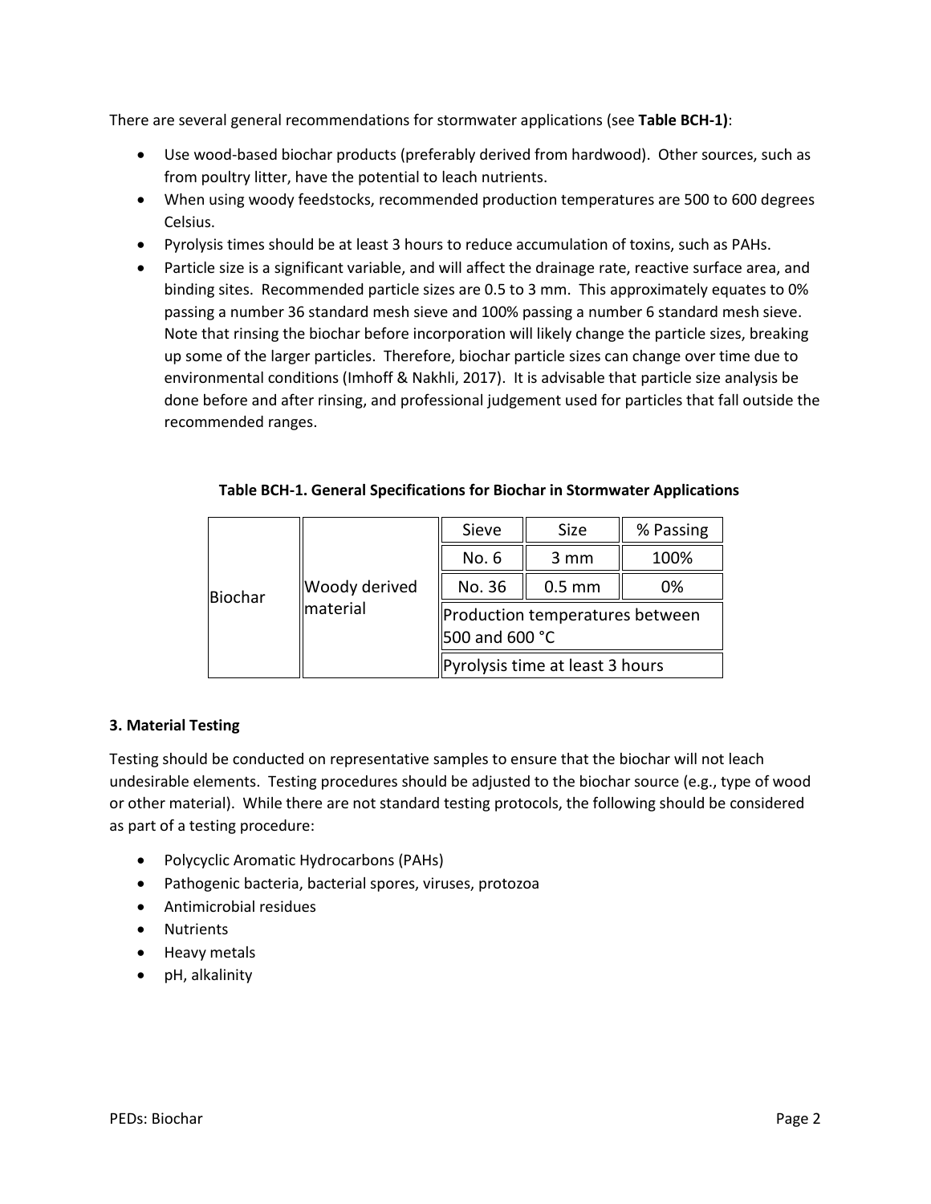There are several general recommendations for stormwater applications (see **Table BCH-1)**:

- Use wood-based biochar products (preferably derived from hardwood). Other sources, such as from poultry litter, have the potential to leach nutrients.
- When using woody feedstocks, recommended production temperatures are 500 to 600 degrees Celsius.
- Pyrolysis times should be at least 3 hours to reduce accumulation of toxins, such as PAHs.
- Particle size is a significant variable, and will affect the drainage rate, reactive surface area, and binding sites. Recommended particle sizes are 0.5 to 3 mm. This approximately equates to 0% passing a number 36 standard mesh sieve and 100% passing a number 6 standard mesh sieve. Note that rinsing the biochar before incorporation will likely change the particle sizes, breaking up some of the larger particles. Therefore, biochar particle sizes can change over time due to environmental conditions (Imhoff & Nakhli, 2017). It is advisable that particle size analysis be done before and after rinsing, and professional judgement used for particles that fall outside the recommended ranges.

**Table BCH-1. General Specifications for Biochar in Stormwater Applications**

| | | Sieve | Size | % Passing |
|---|---|---|---|---|
| Biochar | Woody derived material | No. 6 | 3 mm | 100% |
| | | No. 36 | 0.5 mm | 0% |
| | | Production temperatures between 500 and 600 °C | | |
| | | Pyrolysis time at least 3 hours | | |

### 3. Material Testing

Testing should be conducted on representative samples to ensure that the biochar will not leach undesirable elements. Testing procedures should be adjusted to the biochar source (e.g., type of wood or other material). While there are not standard testing protocols, the following should be considered as part of a testing procedure:

- Polycyclic Aromatic Hydrocarbons (PAHs)
- Pathogenic bacteria, bacterial spores, viruses, protozoa
- Antimicrobial residues
- Nutrients
- Heavy metals
- pH, alkalinity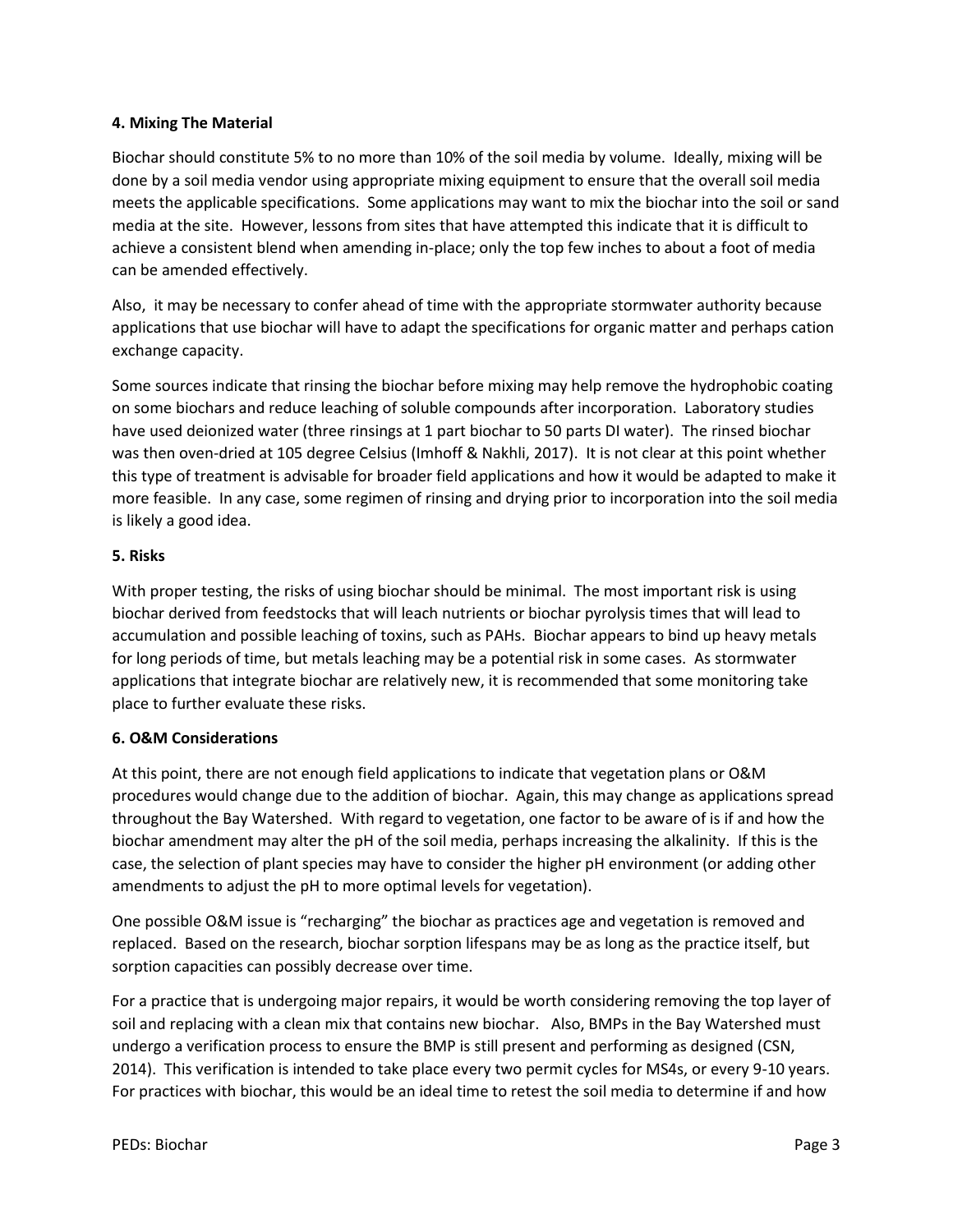**4. Mixing The Material**

Biochar should constitute 5% to no more than 10% of the soil media by volume. Ideally, mixing will be done by a soil media vendor using appropriate mixing equipment to ensure that the overall soil media meets the applicable specifications. Some applications may want to mix the biochar into the soil or sand media at the site. However, lessons from sites that have attempted this indicate that it is difficult to achieve a consistent blend when amending in-place; only the top few inches to about a foot of media can be amended effectively.

Also, it may be necessary to confer ahead of time with the appropriate stormwater authority because applications that use biochar will have to adapt the specifications for organic matter and perhaps cation exchange capacity.

Some sources indicate that rinsing the biochar before mixing may help remove the hydrophobic coating on some biochars and reduce leaching of soluble compounds after incorporation. Laboratory studies have used deionized water (three rinsings at 1 part biochar to 50 parts DI water). The rinsed biochar was then oven-dried at 105 degree Celsius (Imhoff & Nakhli, 2017). It is not clear at this point whether this type of treatment is advisable for broader field applications and how it would be adapted to make it more feasible. In any case, some regimen of rinsing and drying prior to incorporation into the soil media is likely a good idea.

**5. Risks**

With proper testing, the risks of using biochar should be minimal. The most important risk is using biochar derived from feedstocks that will leach nutrients or biochar pyrolysis times that will lead to accumulation and possible leaching of toxins, such as PAHs. Biochar appears to bind up heavy metals for long periods of time, but metals leaching may be a potential risk in some cases. As stormwater applications that integrate biochar are relatively new, it is recommended that some monitoring take place to further evaluate these risks.

**6. O&M Considerations**

At this point, there are not enough field applications to indicate that vegetation plans or O&M procedures would change due to the addition of biochar. Again, this may change as applications spread throughout the Bay Watershed. With regard to vegetation, one factor to be aware of is if and how the biochar amendment may alter the pH of the soil media, perhaps increasing the alkalinity. If this is the case, the selection of plant species may have to consider the higher pH environment (or adding other amendments to adjust the pH to more optimal levels for vegetation).

One possible O&M issue is "recharging" the biochar as practices age and vegetation is removed and replaced. Based on the research, biochar sorption lifespans may be as long as the practice itself, but sorption capacities can possibly decrease over time.

For a practice that is undergoing major repairs, it would be worth considering removing the top layer of soil and replacing with a clean mix that contains new biochar. Also, BMPs in the Bay Watershed must undergo a verification process to ensure the BMP is still present and performing as designed (CSN, 2014). This verification is intended to take place every two permit cycles for MS4s, or every 9-10 years. For practices with biochar, this would be an ideal time to retest the soil media to determine if and how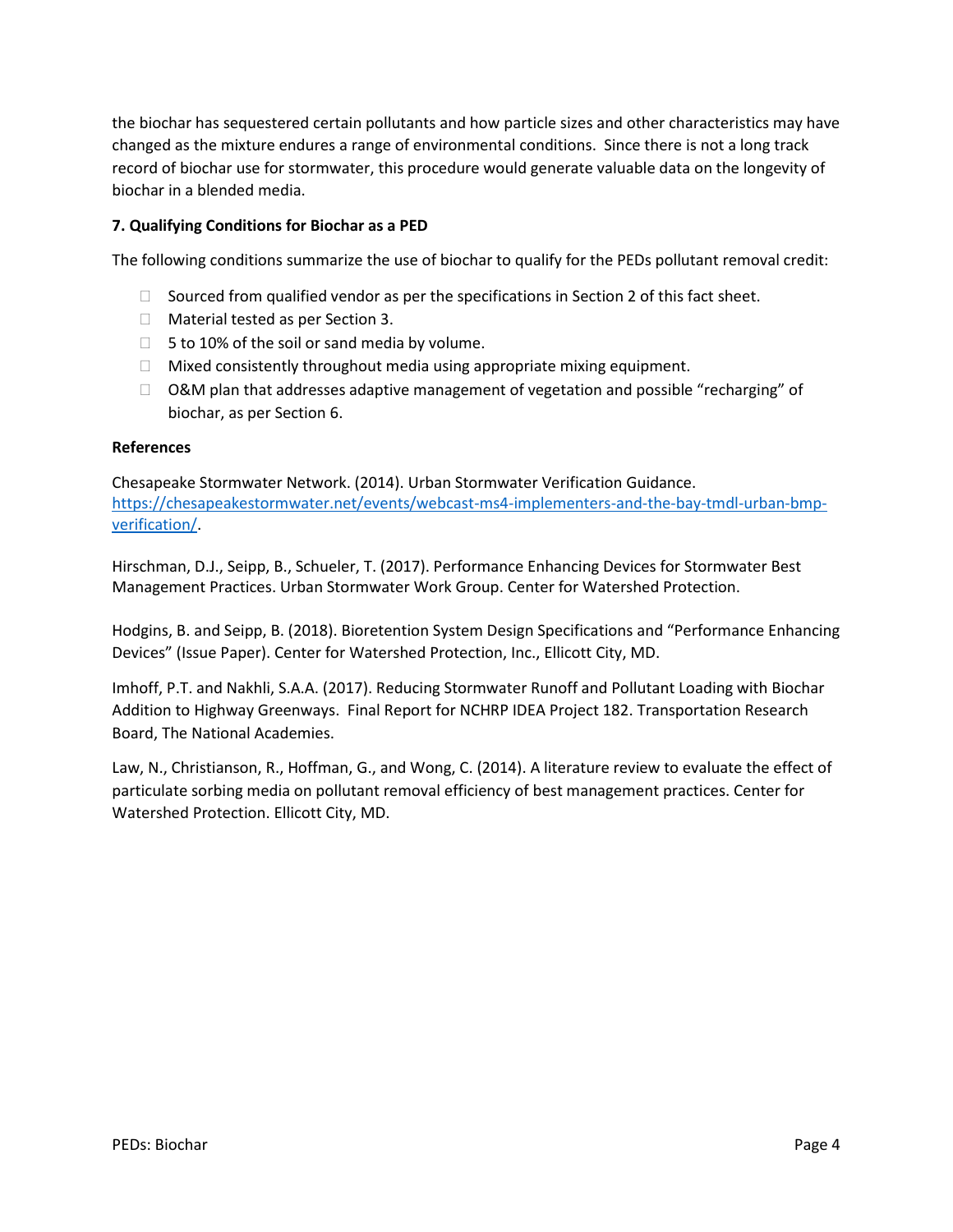the biochar has sequestered certain pollutants and how particle sizes and other characteristics may have changed as the mixture endures a range of environmental conditions.  Since there is not a long track record of biochar use for stormwater, this procedure would generate valuable data on the longevity of biochar in a blended media.

**7. Qualifying Conditions for Biochar as a PED**

The following conditions summarize the use of biochar to qualify for the PEDs pollutant removal credit:

- Sourced from qualified vendor as per the specifications in Section 2 of this fact sheet.
- Material tested as per Section 3.
- 5 to 10% of the soil or sand media by volume.
- Mixed consistently throughout media using appropriate mixing equipment.
- O&M plan that addresses adaptive management of vegetation and possible "recharging" of biochar, as per Section 6.

**References**

Chesapeake Stormwater Network. (2014). Urban Stormwater Verification Guidance. https://chesapeakestormwater.net/events/webcast-ms4-implementers-and-the-bay-tmdl-urban-bmp-verification/.

Hirschman, D.J., Seipp, B., Schueler, T. (2017). Performance Enhancing Devices for Stormwater Best Management Practices. Urban Stormwater Work Group. Center for Watershed Protection.

Hodgins, B. and Seipp, B. (2018). Bioretention System Design Specifications and "Performance Enhancing Devices" (Issue Paper). Center for Watershed Protection, Inc., Ellicott City, MD.

Imhoff, P.T. and Nakhli, S.A.A. (2017). Reducing Stormwater Runoff and Pollutant Loading with Biochar Addition to Highway Greenways.  Final Report for NCHRP IDEA Project 182. Transportation Research Board, The National Academies.

Law, N., Christianson, R., Hoffman, G., and Wong, C. (2014). A literature review to evaluate the effect of particulate sorbing media on pollutant removal efficiency of best management practices. Center for Watershed Protection. Ellicott City, MD.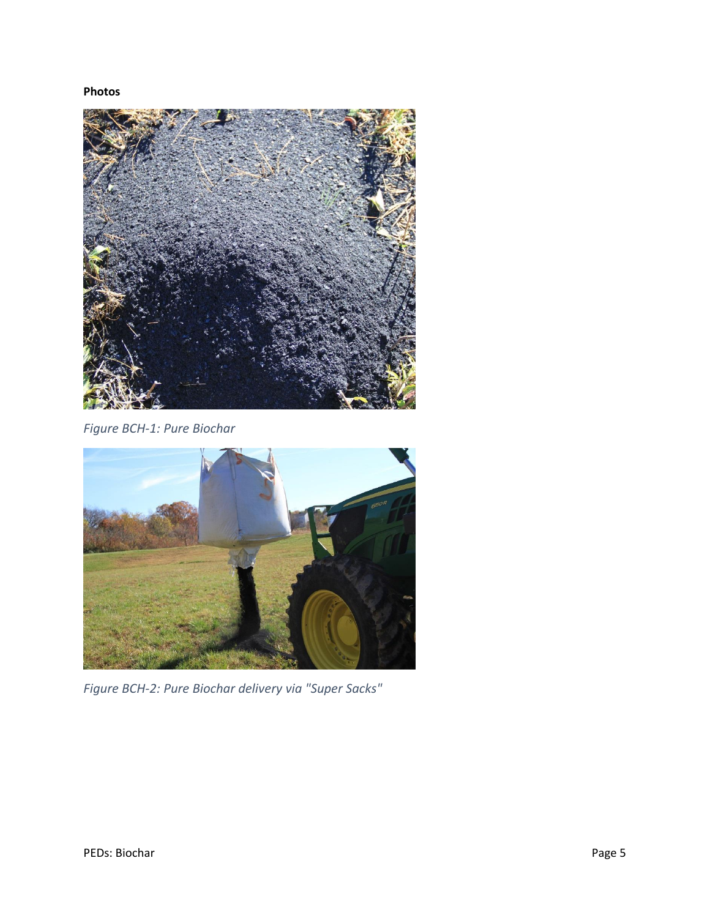**Photos**

*Figure BCH-1: Pure Biochar*

*Figure BCH-2: Pure Biochar delivery via "Super Sacks"*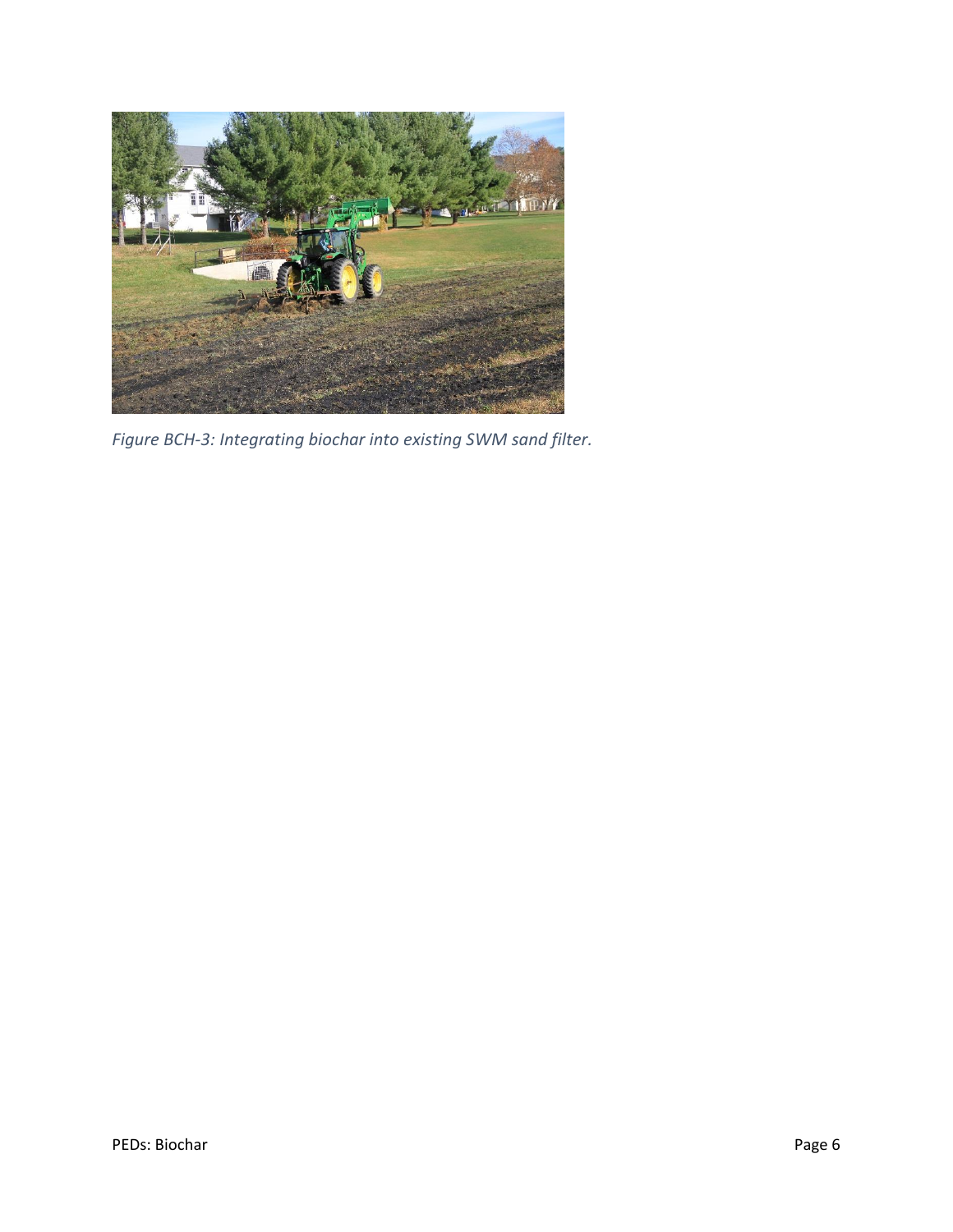*Figure BCH-3: Integrating biochar into existing SWM sand filter.*